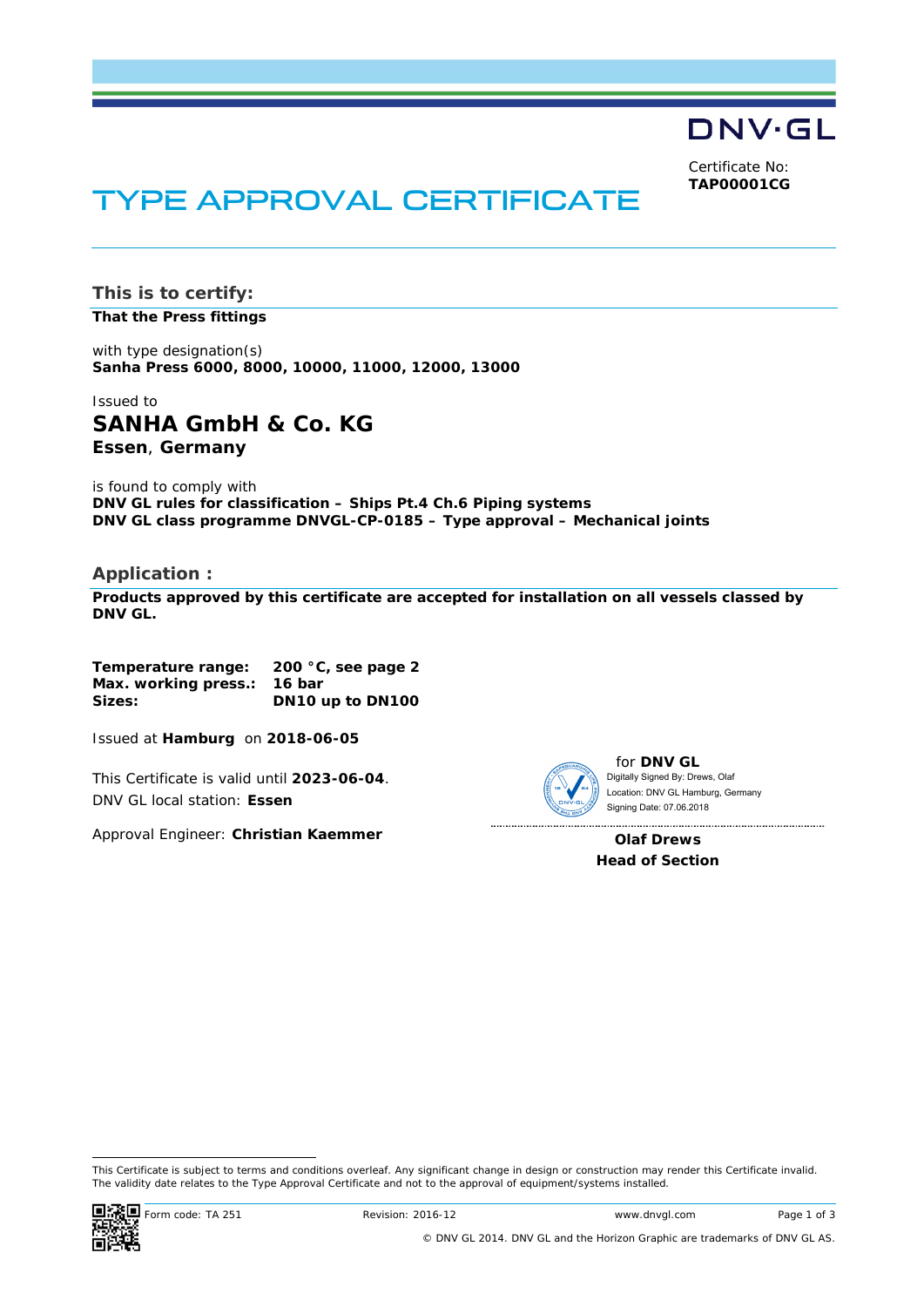DNV·GL

Certificate No:
**TAP00001CG**

# TYPE APPROVAL CERTIFICATE

## This is to certify:

**That the Press fittings**

with type designation(s)
**Sanha Press 6000, 8000, 10000, 11000, 12000, 13000**

Issued to
### SANHA GmbH & Co. KG
**Essen**, **Germany**

is found to comply with
**DNV GL rules for classification – Ships Pt.4 Ch.6 Piping systems**
**DNV GL class programme DNVGL-CP-0185 – Type approval – Mechanical joints**

## Application :

**Products approved by this certificate are accepted for installation on all vessels classed by DNV GL.**

**Temperature range:** **200 °C, see page 2**
**Max. working press.:** **16 bar**
**Sizes:** **DN10 up to DN100**

Issued at **Hamburg** on **2018-06-05**

This Certificate is valid until **2023-06-04**.
DNV GL local station: **Essen**

Approval Engineer: **Christian Kaemmer**

for **DNV GL**
Digitally Signed By: Drews, Olaf
Location: DNV GL Hamburg, Germany
Signing Date: 07.06.2018

**Olaf Drews**
**Head of Section**

This Certificate is subject to terms and conditions overleaf. Any significant change in design or construction may render this Certificate invalid.
The validity date relates to the Type Approval Certificate and not to the approval of equipment/systems installed.

Form code: TA 251 Revision: 2016-12 www.dnvgl.com

© DNV GL 2014. DNV GL and the Horizon Graphic are trademarks of DNV GL AS.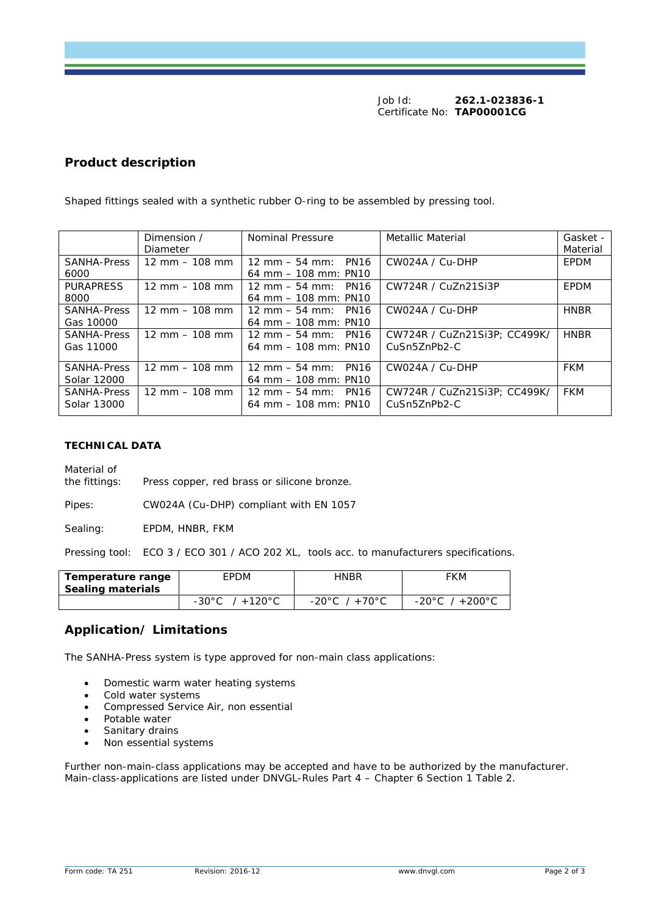Job Id: **262.1-023836-1**
Certificate No: **TAP00001CG**

## Product description

Shaped fittings sealed with a synthetic rubber O-ring to be assembled by pressing tool.

| | Dimension / Diameter | Nominal Pressure | Metallic Material | Gasket - Material |
|---|---|---|---|---|
| SANHA-Press 6000 | 12 mm – 108 mm | 12 mm – 54 mm: PN16<br>64 mm – 108 mm: PN10 | CW024A / Cu-DHP | EPDM |
| PURAPRESS 8000 | 12 mm – 108 mm | 12 mm – 54 mm: PN16<br>64 mm – 108 mm: PN10 | CW724R / CuZn21Si3P | EPDM |
| SANHA-Press Gas 10000 | 12 mm – 108 mm | 12 mm – 54 mm: PN16<br>64 mm – 108 mm: PN10 | CW024A / Cu-DHP | HNBR |
| SANHA-Press Gas 11000 | 12 mm – 108 mm | 12 mm – 54 mm: PN16<br>64 mm – 108 mm: PN10 | CW724R / CuZn21Si3P; CC499K/ CuSn5ZnPb2-C | HNBR |
| SANHA-Press Solar 12000 | 12 mm – 108 mm | 12 mm – 54 mm: PN16<br>64 mm – 108 mm: PN10 | CW024A / Cu-DHP | FKM |
| SANHA-Press Solar 13000 | 12 mm – 108 mm | 12 mm – 54 mm: PN16<br>64 mm – 108 mm: PN10 | CW724R / CuZn21Si3P; CC499K/ CuSn5ZnPb2-C | FKM |

**TECHNICAL DATA**

Material of the fittings: Press copper, red brass or silicone bronze.

Pipes: CW024A (Cu-DHP) compliant with EN 1057

Sealing: EPDM, HNBR, FKM

Pressing tool: ECO 3 / ECO 301 / ACO 202 XL, tools acc. to manufacturers specifications.

| **Temperature range Sealing materials** | EPDM | HNBR | FKM |
|---|---|---|---|
| | -30°C / +120°C | -20°C / +70°C | -20°C / +200°C |

## Application/ Limitations

The SANHA-Press system is type approved for non-main class applications:

- Domestic warm water heating systems
- Cold water systems
- Compressed Service Air, non essential
- Potable water
- Sanitary drains
- Non essential systems

Further non-main-class applications may be accepted and have to be authorized by the manufacturer. Main-class-applications are listed under DNVGL-Rules Part 4 – Chapter 6 Section 1 Table 2.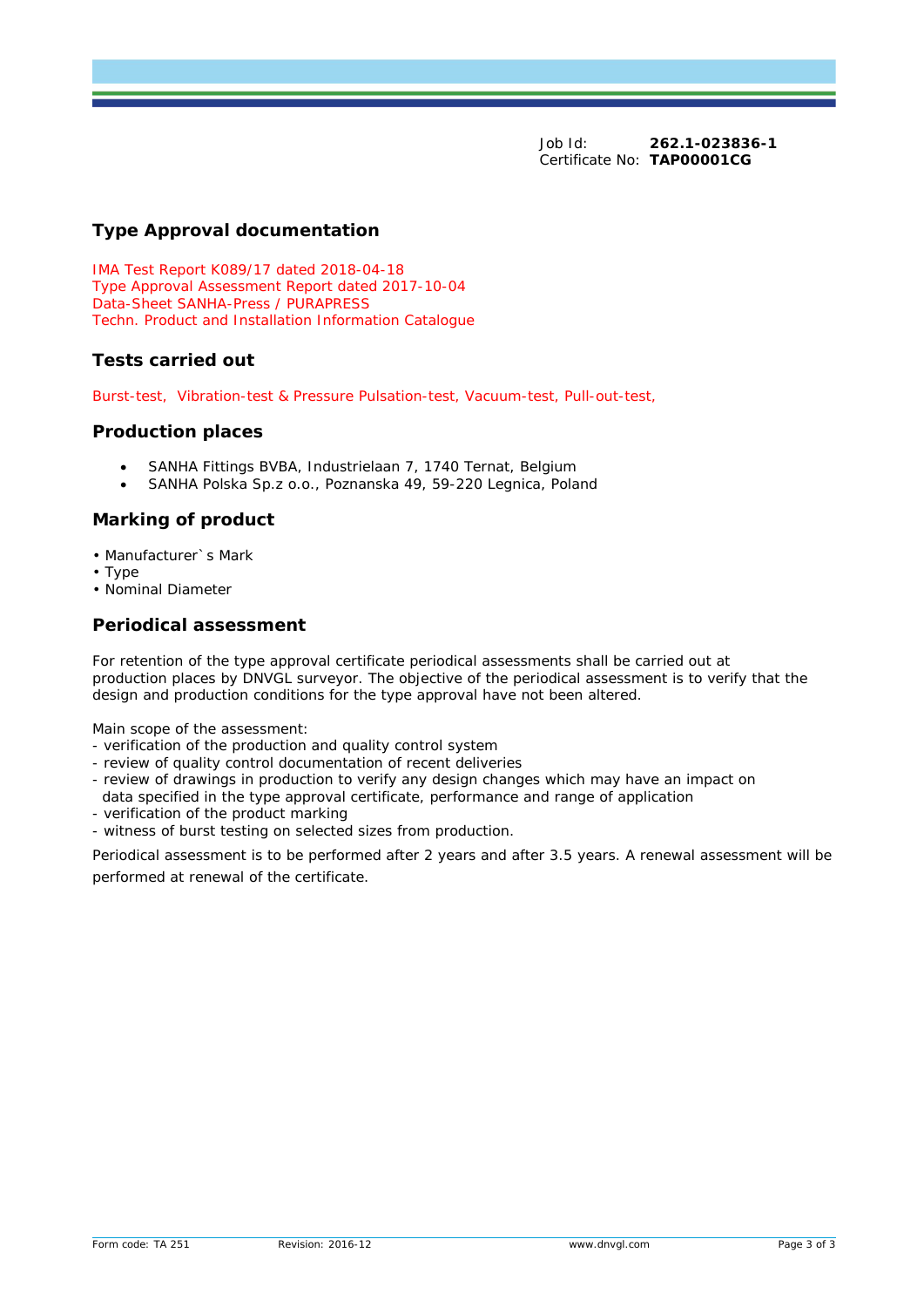Job Id: **262.1-023836-1**
Certificate No: **TAP00001CG**

## Type Approval documentation

IMA Test Report K089/17 dated 2018-04-18
Type Approval Assessment Report dated 2017-10-04
Data-Sheet SANHA-Press / PURAPRESS
Techn. Product and Installation Information Catalogue

## Tests carried out

Burst-test, Vibration-test & Pressure Pulsation-test, Vacuum-test, Pull-out-test,

## Production places

- SANHA Fittings BVBA, Industrielaan 7, 1740 Ternat, Belgium
- SANHA Polska Sp.z o.o., Poznanska 49, 59-220 Legnica, Poland

## Marking of product

- Manufacturer`s Mark
- Type
- Nominal Diameter

## Periodical assessment

For retention of the type approval certificate periodical assessments shall be carried out at production places by DNVGL surveyor. The objective of the periodical assessment is to verify that the design and production conditions for the type approval have not been altered.

Main scope of the assessment:
- verification of the production and quality control system
- review of quality control documentation of recent deliveries
- review of drawings in production to verify any design changes which may have an impact on data specified in the type approval certificate, performance and range of application
- verification of the product marking
- witness of burst testing on selected sizes from production.

Periodical assessment is to be performed after 2 years and after 3.5 years. A renewal assessment will be performed at renewal of the certificate.